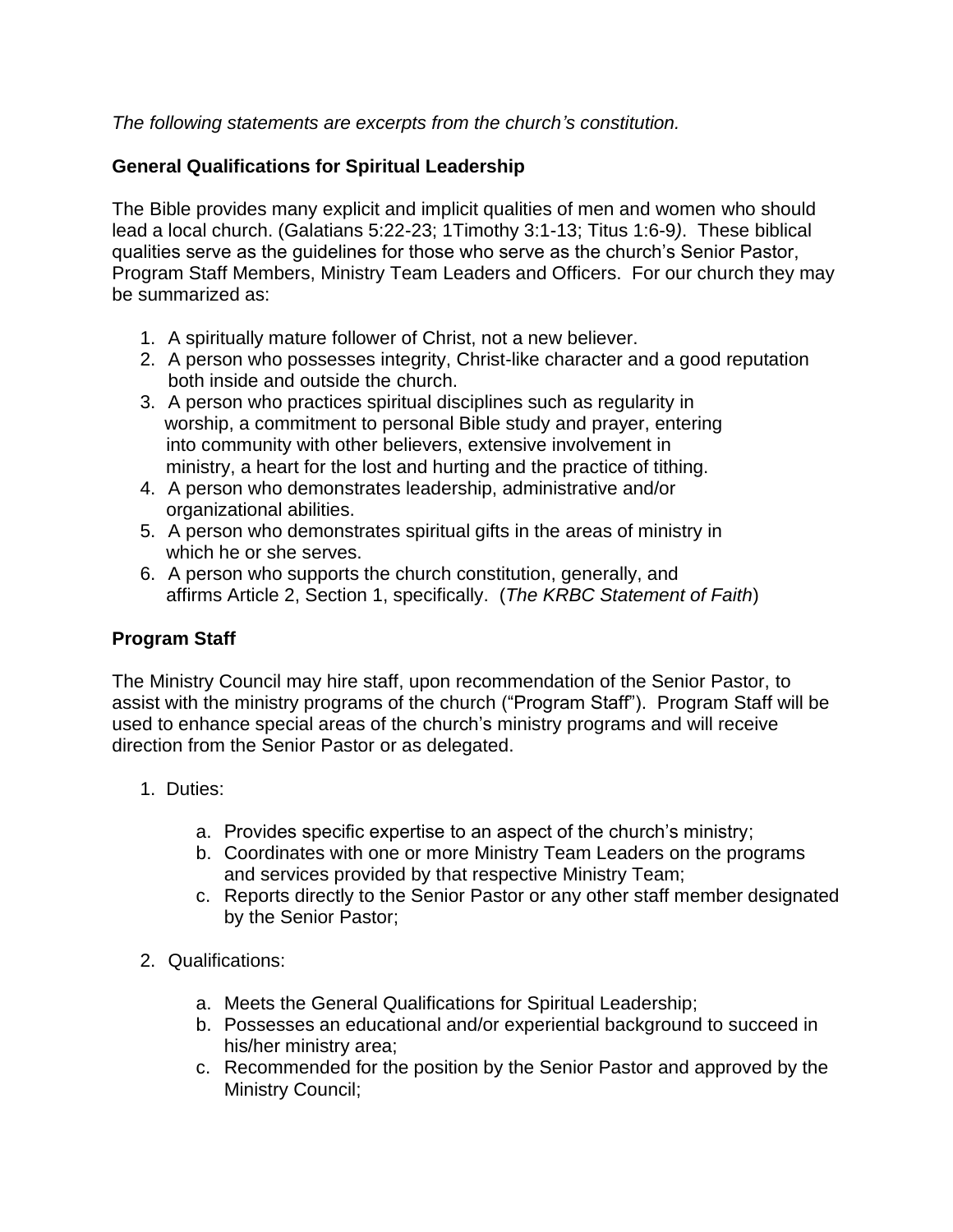*The following statements are excerpts from the church's constitution.*

**General Qualifications for Spiritual Leadership**

The Bible provides many explicit and implicit qualities of men and women who should lead a local church. (Galatians 5:22-23; 1Timothy 3:1-13; Titus 1:6-9*)*. These biblical qualities serve as the guidelines for those who serve as the church's Senior Pastor, Program Staff Members, Ministry Team Leaders and Officers. For our church they may be summarized as:

1. A spiritually mature follower of Christ, not a new believer.
2. A person who possesses integrity, Christ-like character and a good reputation both inside and outside the church.
3. A person who practices spiritual disciplines such as regularity in worship, a commitment to personal Bible study and prayer, entering into community with other believers, extensive involvement in ministry, a heart for the lost and hurting and the practice of tithing.
4. A person who demonstrates leadership, administrative and/or organizational abilities.
5. A person who demonstrates spiritual gifts in the areas of ministry in which he or she serves.
6. A person who supports the church constitution, generally, and affirms Article 2, Section 1, specifically. (*The KRBC Statement of Faith*)

**Program Staff**

The Ministry Council may hire staff, upon recommendation of the Senior Pastor, to assist with the ministry programs of the church ("Program Staff"). Program Staff will be used to enhance special areas of the church's ministry programs and will receive direction from the Senior Pastor or as delegated.

1. Duties:

    a. Provides specific expertise to an aspect of the church's ministry;
    b. Coordinates with one or more Ministry Team Leaders on the programs and services provided by that respective Ministry Team;
    c. Reports directly to the Senior Pastor or any other staff member designated by the Senior Pastor;

2. Qualifications:

    a. Meets the General Qualifications for Spiritual Leadership;
    b. Possesses an educational and/or experiential background to succeed in his/her ministry area;
    c. Recommended for the position by the Senior Pastor and approved by the Ministry Council;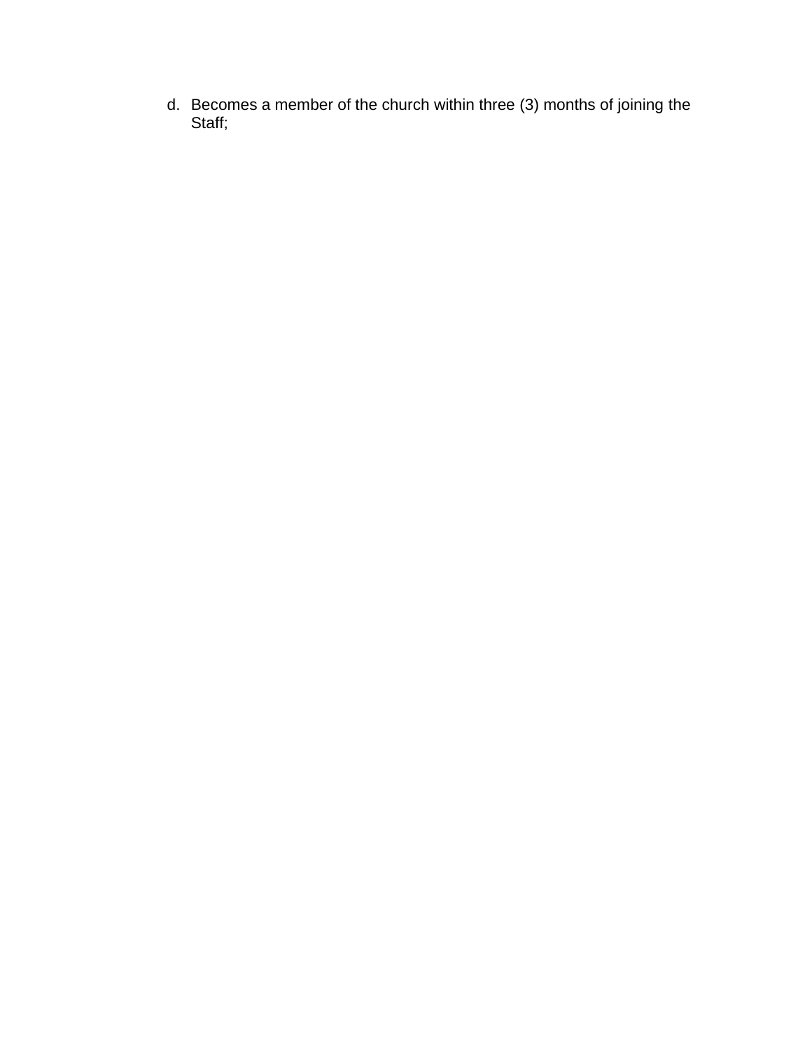d. Becomes a member of the church within three (3) months of joining the Staff;